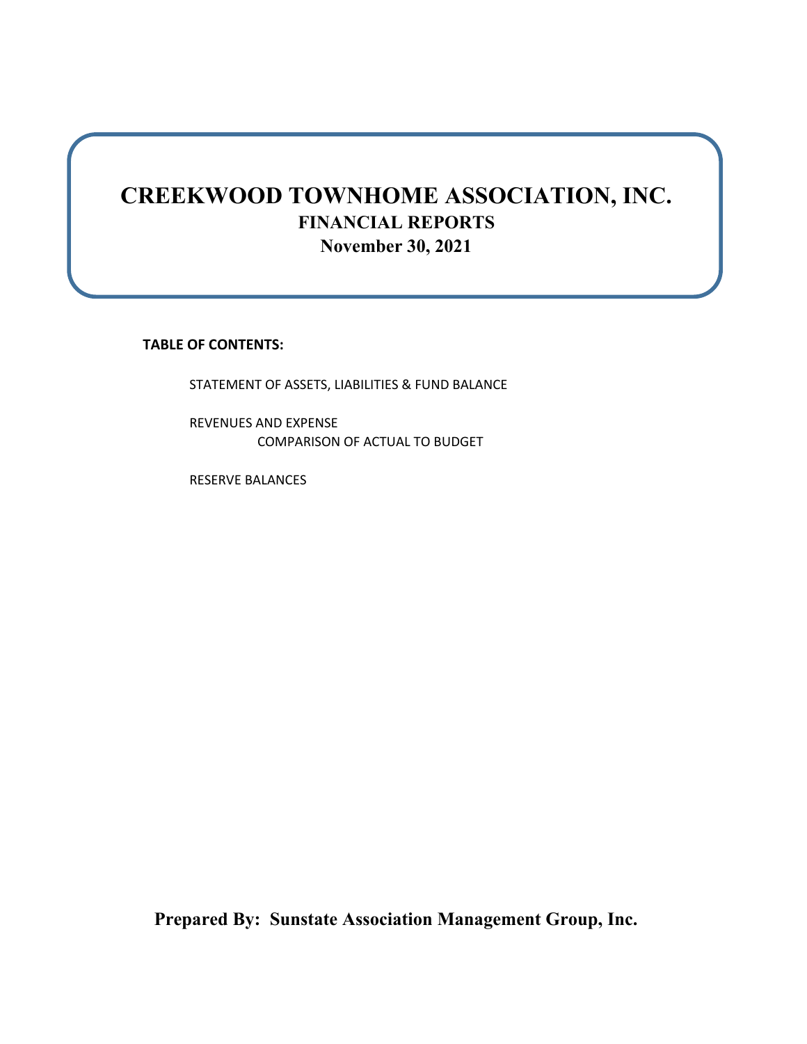# CREEKWOOD TOWNHOME ASSOCIATION, INC.

## FINANCIAL REPORTS

## November 30, 2021

**TABLE OF CONTENTS:**

STATEMENT OF ASSETS, LIABILITIES & FUND BALANCE

REVENUES AND EXPENSE
COMPARISON OF ACTUAL TO BUDGET

RESERVE BALANCES

**Prepared By: Sunstate Association Management Group, Inc.**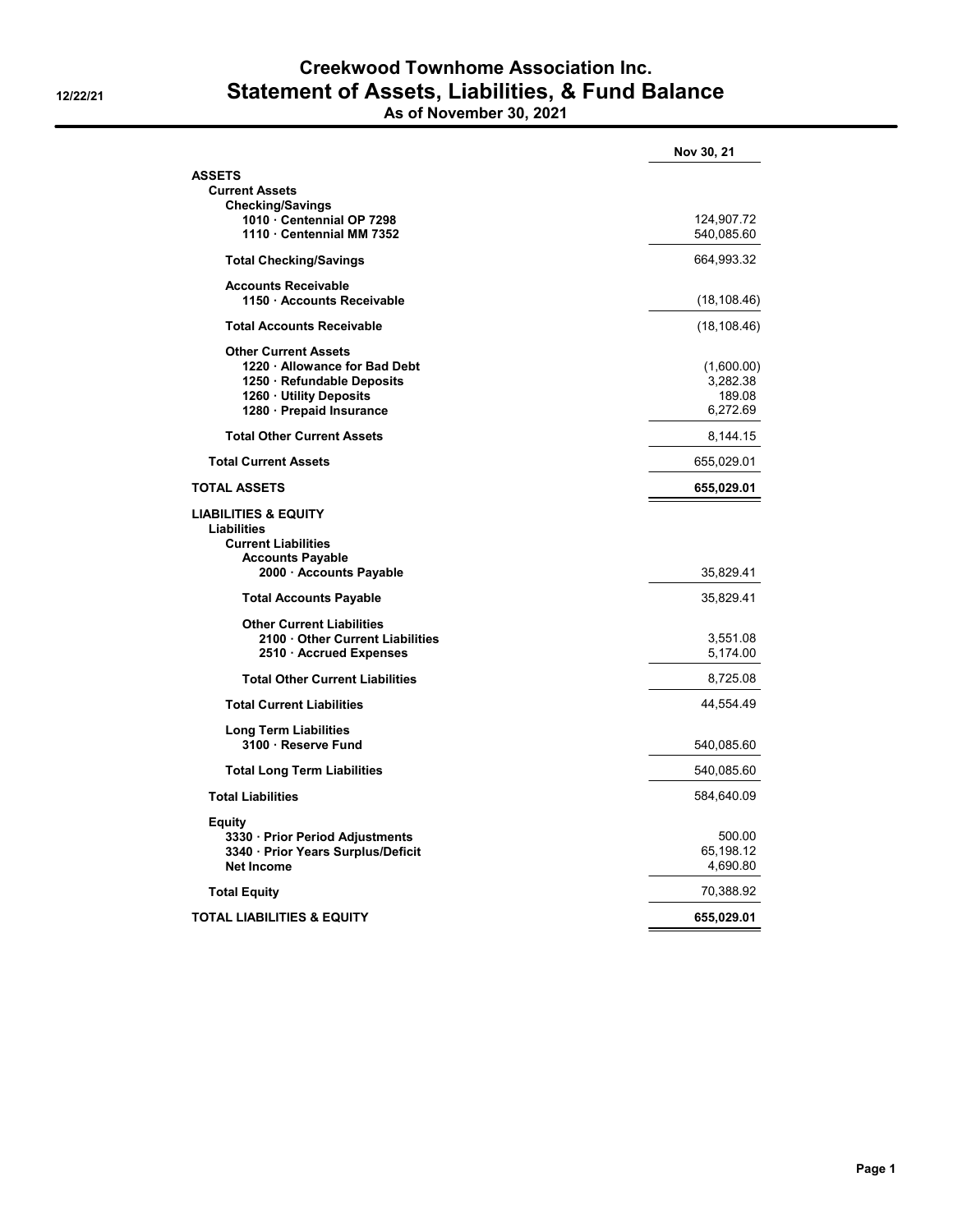# Creekwood Townhome Association Inc.

## Statement of Assets, Liabilities, & Fund Balance

### As of November 30, 2021

12/22/21

| | Nov 30, 21 |
|---|---|
| **ASSETS** | |
| **Current Assets** | |
| **Checking/Savings** | |
| **1010 · Centennial OP 7298** | 124,907.72 |
| **1110 · Centennial MM 7352** | 540,085.60 |
| **Total Checking/Savings** | 664,993.32 |
| **Accounts Receivable** | |
| **1150 · Accounts Receivable** | (18,108.46) |
| **Total Accounts Receivable** | (18,108.46) |
| **Other Current Assets** | |
| **1220 · Allowance for Bad Debt** | (1,600.00) |
| **1250 · Refundable Deposits** | 3,282.38 |
| **1260 · Utility Deposits** | 189.08 |
| **1280 · Prepaid Insurance** | 6,272.69 |
| **Total Other Current Assets** | 8,144.15 |
| **Total Current Assets** | 655,029.01 |
| **TOTAL ASSETS** | **655,029.01** |
| **LIABILITIES & EQUITY** | |
| **Liabilities** | |
| **Current Liabilities** | |
| **Accounts Payable** | |
| **2000 · Accounts Payable** | 35,829.41 |
| **Total Accounts Payable** | 35,829.41 |
| **Other Current Liabilities** | |
| **2100 · Other Current Liabilities** | 3,551.08 |
| **2510 · Accrued Expenses** | 5,174.00 |
| **Total Other Current Liabilities** | 8,725.08 |
| **Total Current Liabilities** | 44,554.49 |
| **Long Term Liabilities** | |
| **3100 · Reserve Fund** | 540,085.60 |
| **Total Long Term Liabilities** | 540,085.60 |
| **Total Liabilities** | 584,640.09 |
| **Equity** | |
| **3330 · Prior Period Adjustments** | 500.00 |
| **3340 · Prior Years Surplus/Deficit** | 65,198.12 |
| **Net Income** | 4,690.80 |
| **Total Equity** | 70,388.92 |
| **TOTAL LIABILITIES & EQUITY** | **655,029.01** |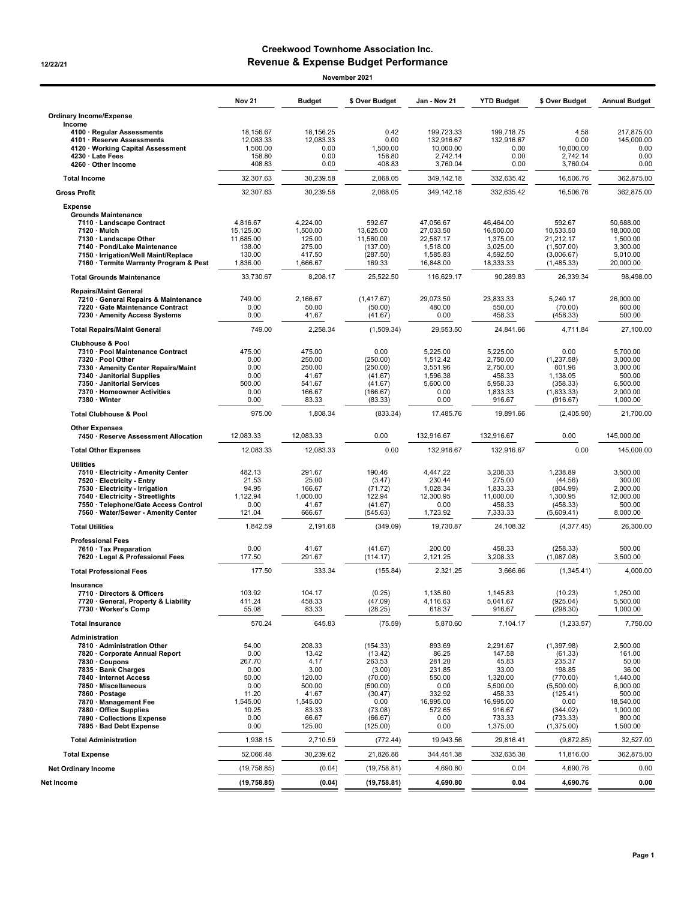# Creekwood Townhome Association Inc.

12/22/21

## Revenue & Expense Budget Performance

November 2021

| | Nov 21 | Budget | $ Over Budget | Jan - Nov 21 | YTD Budget | $ Over Budget | Annual Budget |
|---|---|---|---|---|---|---|---|
| **Ordinary Income/Expense** | | | | | | | |
| **Income** | | | | | | | |
| 4100 · Regular Assessments | 18,156.67 | 18,156.25 | 0.42 | 199,723.33 | 199,718.75 | 4.58 | 217,875.00 |
| 4101 · Reserve Assessments | 12,083.33 | 12,083.33 | 0.00 | 132,916.67 | 132,916.67 | 0.00 | 145,000.00 |
| 4120 · Working Capital Assessment | 1,500.00 | 0.00 | 1,500.00 | 10,000.00 | 0.00 | 10,000.00 | 0.00 |
| 4230 · Late Fees | 158.80 | 0.00 | 158.80 | 2,742.14 | 0.00 | 2,742.14 | 0.00 |
| 4260 · Other Income | 408.83 | 0.00 | 408.83 | 3,760.04 | 0.00 | 3,760.04 | 0.00 |
| **Total Income** | 32,307.63 | 30,239.58 | 2,068.05 | 349,142.18 | 332,635.42 | 16,506.76 | 362,875.00 |
| **Gross Profit** | 32,307.63 | 30,239.58 | 2,068.05 | 349,142.18 | 332,635.42 | 16,506.76 | 362,875.00 |
| **Expense** | | | | | | | |
| **Grounds Maintenance** | | | | | | | |
| 7110 · Landscape Contract | 4,816.67 | 4,224.00 | 592.67 | 47,056.67 | 46,464.00 | 592.67 | 50,688.00 |
| 7120 · Mulch | 15,125.00 | 1,500.00 | 13,625.00 | 27,033.50 | 16,500.00 | 10,533.50 | 18,000.00 |
| 7130 · Landscape Other | 11,685.00 | 125.00 | 11,560.00 | 22,587.17 | 1,375.00 | 21,212.17 | 1,500.00 |
| 7140 · Pond/Lake Maintenance | 138.00 | 275.00 | (137.00) | 1,518.00 | 3,025.00 | (1,507.00) | 3,300.00 |
| 7150 · Irrigation/Well Maint/Replace | 130.00 | 417.50 | (287.50) | 1,585.83 | 4,592.50 | (3,006.67) | 5,010.00 |
| 7160 · Termite Warranty Program & Pest | 1,836.00 | 1,666.67 | 169.33 | 16,848.00 | 18,333.33 | (1,485.33) | 20,000.00 |
| **Total Grounds Maintenance** | 33,730.67 | 8,208.17 | 25,522.50 | 116,629.17 | 90,289.83 | 26,339.34 | 98,498.00 |
| **Repairs/Maint General** | | | | | | | |
| 7210 · General Repairs & Maintenance | 749.00 | 2,166.67 | (1,417.67) | 29,073.50 | 23,833.33 | 5,240.17 | 26,000.00 |
| 7220 · Gate Maintenance Contract | 0.00 | 50.00 | (50.00) | 480.00 | 550.00 | (70.00) | 600.00 |
| 7230 · Amenity Access Systems | 0.00 | 41.67 | (41.67) | 0.00 | 458.33 | (458.33) | 500.00 |
| **Total Repairs/Maint General** | 749.00 | 2,258.34 | (1,509.34) | 29,553.50 | 24,841.66 | 4,711.84 | 27,100.00 |
| **Clubhouse & Pool** | | | | | | | |
| 7310 · Pool Maintenance Contract | 475.00 | 475.00 | 0.00 | 5,225.00 | 5,225.00 | 0.00 | 5,700.00 |
| 7320 · Pool Other | 0.00 | 250.00 | (250.00) | 1,512.42 | 2,750.00 | (1,237.58) | 3,000.00 |
| 7330 · Amenity Center Repairs/Maint | 0.00 | 250.00 | (250.00) | 3,551.96 | 2,750.00 | 801.96 | 3,000.00 |
| 7340 · Janitorial Supplies | 0.00 | 41.67 | (41.67) | 1,596.38 | 458.33 | 1,138.05 | 500.00 |
| 7350 · Janitorial Services | 500.00 | 541.67 | (41.67) | 5,600.00 | 5,958.33 | (358.33) | 6,500.00 |
| 7370 · Homeowner Activities | 0.00 | 166.67 | (166.67) | 0.00 | 1,833.33 | (1,833.33) | 2,000.00 |
| 7380 · Winter | 0.00 | 83.33 | (83.33) | 0.00 | 916.67 | (916.67) | 1,000.00 |
| **Total Clubhouse & Pool** | 975.00 | 1,808.34 | (833.34) | 17,485.76 | 19,891.66 | (2,405.90) | 21,700.00 |
| **Other Expenses** | | | | | | | |
| 7450 · Reserve Assessment Allocation | 12,083.33 | 12,083.33 | 0.00 | 132,916.67 | 132,916.67 | 0.00 | 145,000.00 |
| **Total Other Expenses** | 12,083.33 | 12,083.33 | 0.00 | 132,916.67 | 132,916.67 | 0.00 | 145,000.00 |
| **Utilities** | | | | | | | |
| 7510 · Electricity - Amenity Center | 482.13 | 291.67 | 190.46 | 4,447.22 | 3,208.33 | 1,238.89 | 3,500.00 |
| 7520 · Electricity - Entry | 21.53 | 25.00 | (3.47) | 230.44 | 275.00 | (44.56) | 300.00 |
| 7530 · Electricity - Irrigation | 94.95 | 166.67 | (71.72) | 1,028.34 | 1,833.33 | (804.99) | 2,000.00 |
| 7540 · Electricity - Streetlights | 1,122.94 | 1,000.00 | 122.94 | 12,300.95 | 11,000.00 | 1,300.95 | 12,000.00 |
| 7550 · Telephone/Gate Access Control | 0.00 | 41.67 | (41.67) | 0.00 | 458.33 | (458.33) | 500.00 |
| 7560 · Water/Sewer - Amenity Center | 121.04 | 666.67 | (545.63) | 1,723.92 | 7,333.33 | (5,609.41) | 8,000.00 |
| **Total Utilities** | 1,842.59 | 2,191.68 | (349.09) | 19,730.87 | 24,108.32 | (4,377.45) | 26,300.00 |
| **Professional Fees** | | | | | | | |
| 7610 · Tax Preparation | 0.00 | 41.67 | (41.67) | 200.00 | 458.33 | (258.33) | 500.00 |
| 7620 · Legal & Professional Fees | 177.50 | 291.67 | (114.17) | 2,121.25 | 3,208.33 | (1,087.08) | 3,500.00 |
| **Total Professional Fees** | 177.50 | 333.34 | (155.84) | 2,321.25 | 3,666.66 | (1,345.41) | 4,000.00 |
| **Insurance** | | | | | | | |
| 7710 · Directors & Officers | 103.92 | 104.17 | (0.25) | 1,135.60 | 1,145.83 | (10.23) | 1,250.00 |
| 7720 · General, Property & Liability | 411.24 | 458.33 | (47.09) | 4,116.63 | 5,041.67 | (925.04) | 5,500.00 |
| 7730 · Worker's Comp | 55.08 | 83.33 | (28.25) | 618.37 | 916.67 | (298.30) | 1,000.00 |
| **Total Insurance** | 570.24 | 645.83 | (75.59) | 5,870.60 | 7,104.17 | (1,233.57) | 7,750.00 |
| **Administration** | | | | | | | |
| 7810 · Administration Other | 54.00 | 208.33 | (154.33) | 893.69 | 2,291.67 | (1,397.98) | 2,500.00 |
| 7820 · Corporate Annual Report | 0.00 | 13.42 | (13.42) | 86.25 | 147.58 | (61.33) | 161.00 |
| 7830 · Coupons | 267.70 | 4.17 | 263.53 | 281.20 | 45.83 | 235.37 | 50.00 |
| 7835 · Bank Charges | 0.00 | 3.00 | (3.00) | 231.85 | 33.00 | 198.85 | 36.00 |
| 7840 · Internet Access | 50.00 | 120.00 | (70.00) | 550.00 | 1,320.00 | (770.00) | 1,440.00 |
| 7850 · Miscellaneous | 0.00 | 500.00 | (500.00) | 0.00 | 5,500.00 | (5,500.00) | 6,000.00 |
| 7860 · Postage | 11.20 | 41.67 | (30.47) | 332.92 | 458.33 | (125.41) | 500.00 |
| 7870 · Management Fee | 1,545.00 | 1,545.00 | 0.00 | 16,995.00 | 16,995.00 | 0.00 | 18,540.00 |
| 7880 · Office Supplies | 10.25 | 83.33 | (73.08) | 572.65 | 916.67 | (344.02) | 1,000.00 |
| 7890 · Collections Expense | 0.00 | 66.67 | (66.67) | 0.00 | 733.33 | (733.33) | 800.00 |
| 7895 · Bad Debt Expense | 0.00 | 125.00 | (125.00) | 0.00 | 1,375.00 | (1,375.00) | 1,500.00 |
| **Total Administration** | 1,938.15 | 2,710.59 | (772.44) | 19,943.56 | 29,816.41 | (9,872.85) | 32,527.00 |
| **Total Expense** | 52,066.48 | 30,239.62 | 21,826.86 | 344,451.38 | 332,635.38 | 11,816.00 | 362,875.00 |
| **Net Ordinary Income** | (19,758.85) | (0.04) | (19,758.81) | 4,690.80 | 0.04 | 4,690.76 | 0.00 |
| **Net Income** | **(19,758.85)** | **(0.04)** | **(19,758.81)** | **4,690.80** | **0.04** | **4,690.76** | **0.00** |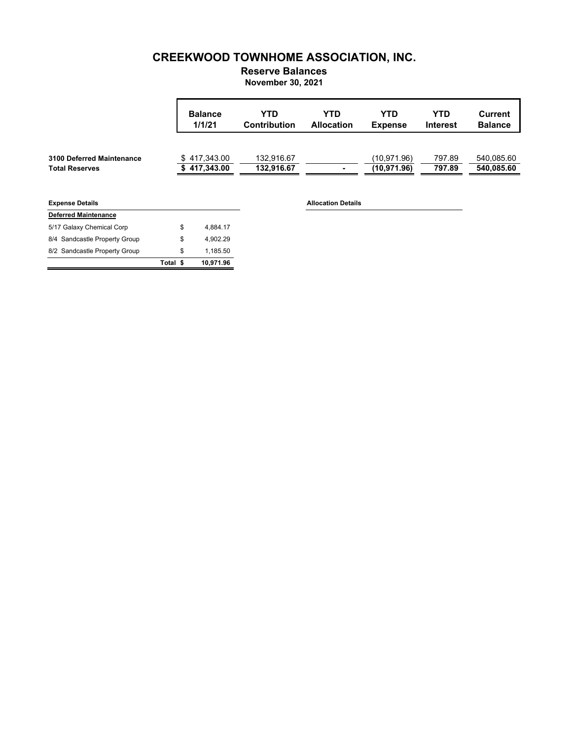# CREEKWOOD TOWNHOME ASSOCIATION, INC.

## Reserve Balances

**November 30, 2021**

| | Balance 1/1/21 | YTD Contribution | YTD Allocation | YTD Expense | YTD Interest | Current Balance |
|---|---|---|---|---|---|---|
| **3100 Deferred Maintenance** | $ 417,343.00 | 132,916.67 | | (10,971.96) | 797.89 | 540,085.60 |
| **Total Reserves** | **$ 417,343.00** | **132,916.67** | **-** | **(10,971.96)** | **797.89** | **540,085.60** |

**Expense Details**

| | | |
|---|---|---|
| **Deferred Maintenance** | | |
| 5/17 Galaxy Chemical Corp | $ | 4,884.17 |
| 8/4 Sandcastle Property Group | $ | 4,902.29 |
| 8/2 Sandcastle Property Group | $ | 1,185.50 |
| **Total** | **$** | **10,971.96** |

**Allocation Details**